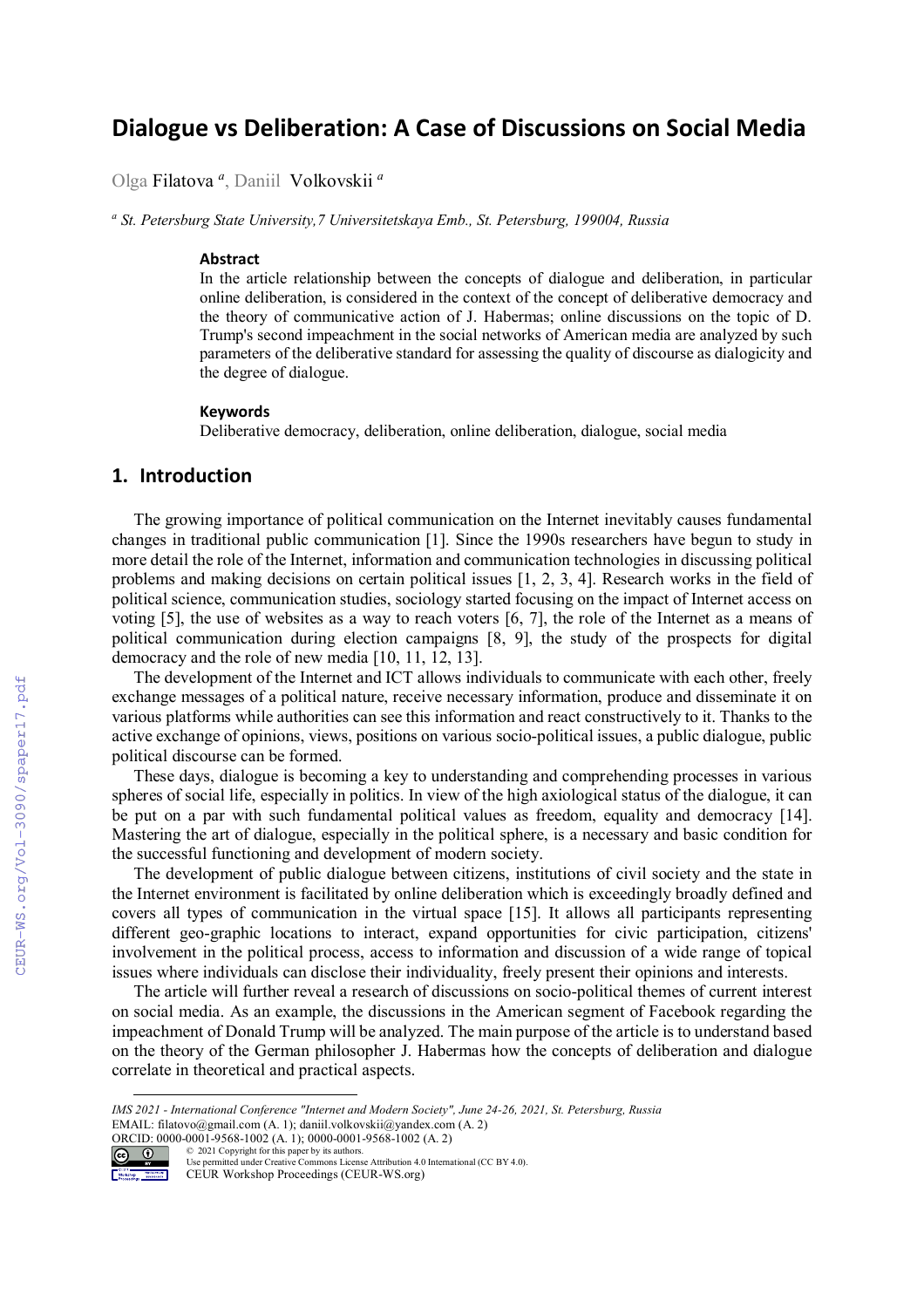# Dialogue vs Deliberation: A Case of Discussions on Social Media

Olga Filatova [a], Daniil Volkovskii [a]

[a] *St. Petersburg State University,7 Universitetskaya Emb., St. Petersburg, 199004, Russia*

### Abstract

In the article relationship between the concepts of dialogue and deliberation, in particular online deliberation, is considered in the context of the concept of deliberative democracy and the theory of communicative action of J. Habermas; online discussions on the topic of D. Trump's second impeachment in the social networks of American media are analyzed by such parameters of the deliberative standard for assessing the quality of discourse as dialogicity and the degree of dialogue.

### Keywords

Deliberative democracy, deliberation, online deliberation, dialogue, social media

## 1. Introduction

The growing importance of political communication on the Internet inevitably causes fundamental changes in traditional public communication [1]. Since the 1990s researchers have begun to study in more detail the role of the Internet, information and communication technologies in discussing political problems and making decisions on certain political issues [1, 2, 3, 4]. Research works in the field of political science, communication studies, sociology started focusing on the impact of Internet access on voting [5], the use of websites as a way to reach voters [6, 7], the role of the Internet as a means of political communication during election campaigns [8, 9], the study of the prospects for digital democracy and the role of new media [10, 11, 12, 13].

The development of the Internet and ICT allows individuals to communicate with each other, freely exchange messages of a political nature, receive necessary information, produce and disseminate it on various platforms while authorities can see this information and react constructively to it. Thanks to the active exchange of opinions, views, positions on various socio-political issues, a public dialogue, public political discourse can be formed.

These days, dialogue is becoming a key to understanding and comprehending processes in various spheres of social life, especially in politics. In view of the high axiological status of the dialogue, it can be put on a par with such fundamental political values as freedom, equality and democracy [14]. Mastering the art of dialogue, especially in the political sphere, is a necessary and basic condition for the successful functioning and development of modern society.

The development of public dialogue between citizens, institutions of civil society and the state in the Internet environment is facilitated by online deliberation which is exceedingly broadly defined and covers all types of communication in the virtual space [15]. It allows all participants representing different geo-graphic locations to interact, expand opportunities for civic participation, citizens' involvement in the political process, access to information and discussion of a wide range of topical issues where individuals can disclose their individuality, freely present their opinions and interests.

The article will further reveal a research of discussions on socio-political themes of current interest on social media. As an example, the discussions in the American segment of Facebook regarding the impeachment of Donald Trump will be analyzed. The main purpose of the article is to understand based on the theory of the German philosopher J. Habermas how the concepts of deliberation and dialogue correlate in theoretical and practical aspects.

---

*IMS 2021 - International Conference "Internet and Modern Society", June 24-26, 2021, St. Petersburg, Russia*
EMAIL: filatovo@gmail.com (A. 1); daniil.volkovskii@yandex.com (A. 2)
ORCID: 0000-0001-9568-1002 (A. 1); 0000-0001-9568-1002 (A. 2)
© 2021 Copyright for this paper by its authors.
Use permitted under Creative Commons License Attribution 4.0 International (CC BY 4.0).
CEUR Workshop Proceedings (CEUR-WS.org)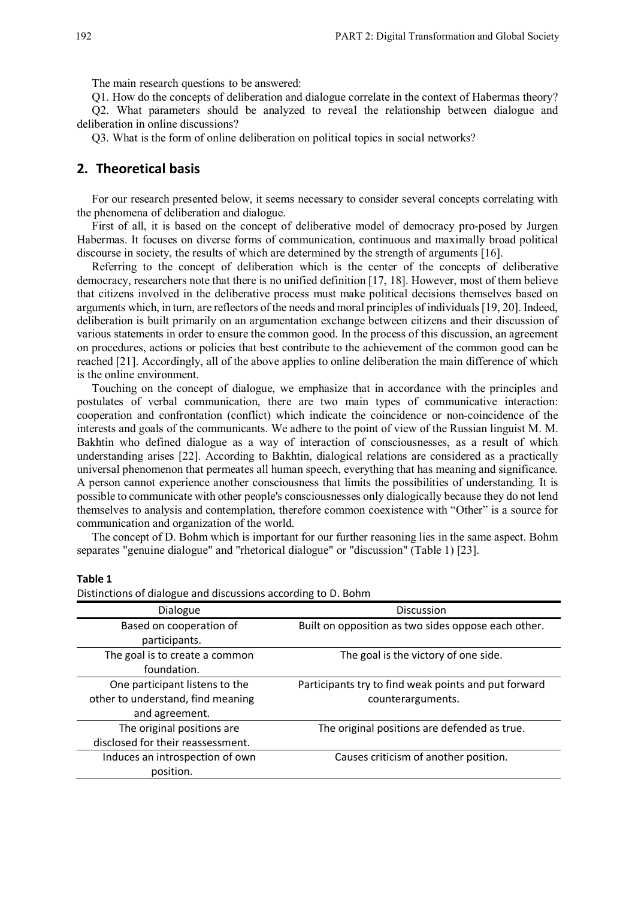The main research questions to be answered:

Q1. How do the concepts of deliberation and dialogue correlate in the context of Habermas theory?

Q2. What parameters should be analyzed to reveal the relationship between dialogue and deliberation in online discussions?

Q3. What is the form of online deliberation on political topics in social networks?

## 2. Theoretical basis

For our research presented below, it seems necessary to consider several concepts correlating with the phenomena of deliberation and dialogue.

First of all, it is based on the concept of deliberative model of democracy pro-posed by Jurgen Habermas. It focuses on diverse forms of communication, continuous and maximally broad political discourse in society, the results of which are determined by the strength of arguments [16].

Referring to the concept of deliberation which is the center of the concepts of deliberative democracy, researchers note that there is no unified definition [17, 18]. However, most of them believe that citizens involved in the deliberative process must make political decisions themselves based on arguments which, in turn, are reflectors of the needs and moral principles of individuals [19, 20]. Indeed, deliberation is built primarily on an argumentation exchange between citizens and their discussion of various statements in order to ensure the common good. In the process of this discussion, an agreement on procedures, actions or policies that best contribute to the achievement of the common good can be reached [21]. Accordingly, all of the above applies to online deliberation the main difference of which is the online environment.

Touching on the concept of dialogue, we emphasize that in accordance with the principles and postulates of verbal communication, there are two main types of communicative interaction: cooperation and confrontation (conflict) which indicate the coincidence or non-coincidence of the interests and goals of the communicants. We adhere to the point of view of the Russian linguist M. M. Bakhtin who defined dialogue as a way of interaction of consciousnesses, as a result of which understanding arises [22]. According to Bakhtin, dialogical relations are considered as a practically universal phenomenon that permeates all human speech, everything that has meaning and significance. A person cannot experience another consciousness that limits the possibilities of understanding. It is possible to communicate with other people's consciousnesses only dialogically because they do not lend themselves to analysis and contemplation, therefore common coexistence with "Other" is a source for communication and organization of the world.

The concept of D. Bohm which is important for our further reasoning lies in the same aspect. Bohm separates "genuine dialogue" and "rhetorical dialogue" or "discussion" (Table 1) [23].

**Table 1**

Distinctions of dialogue and discussions according to D. Bohm

| Dialogue | Discussion |
|---|---|
| Based on cooperation of participants. | Built on opposition as two sides oppose each other. |
| The goal is to create a common foundation. | The goal is the victory of one side. |
| One participant listens to the other to understand, find meaning and agreement. | Participants try to find weak points and put forward counterarguments. |
| The original positions are disclosed for their reassessment. | The original positions are defended as true. |
| Induces an introspection of own position. | Causes criticism of another position. |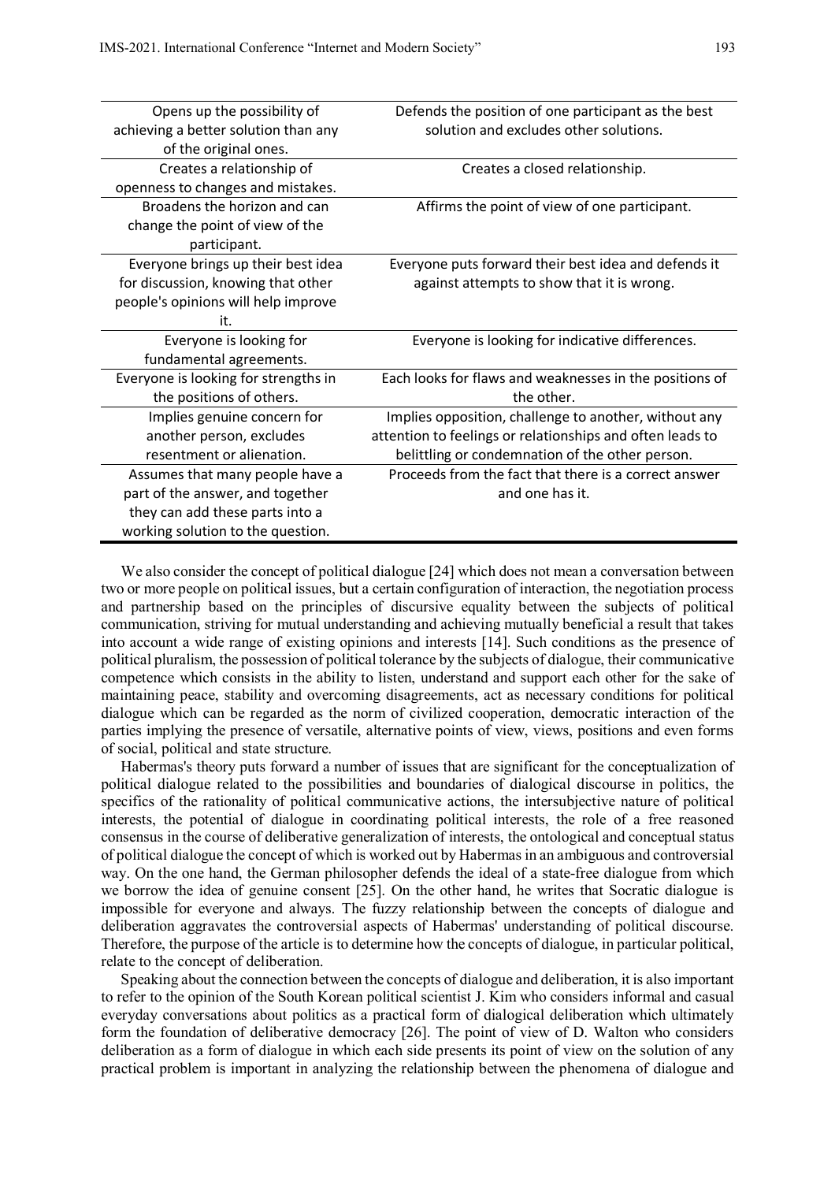| | |
|---|---|
| Opens up the possibility of achieving a better solution than any of the original ones. | Defends the position of one participant as the best solution and excludes other solutions. |
| Creates a relationship of openness to changes and mistakes. | Creates a closed relationship. |
| Broadens the horizon and can change the point of view of the participant. | Affirms the point of view of one participant. |
| Everyone brings up their best idea for discussion, knowing that other people's opinions will help improve it. | Everyone puts forward their best idea and defends it against attempts to show that it is wrong. |
| Everyone is looking for fundamental agreements. | Everyone is looking for indicative differences. |
| Everyone is looking for strengths in the positions of others. | Each looks for flaws and weaknesses in the positions of the other. |
| Implies genuine concern for another person, excludes resentment or alienation. | Implies opposition, challenge to another, without any attention to feelings or relationships and often leads to belittling or condemnation of the other person. |
| Assumes that many people have a part of the answer, and together they can add these parts into a working solution to the question. | Proceeds from the fact that there is a correct answer and one has it. |

We also consider the concept of political dialogue [24] which does not mean a conversation between two or more people on political issues, but a certain configuration of interaction, the negotiation process and partnership based on the principles of discursive equality between the subjects of political communication, striving for mutual understanding and achieving mutually beneficial a result that takes into account a wide range of existing opinions and interests [14]. Such conditions as the presence of political pluralism, the possession of political tolerance by the subjects of dialogue, their communicative competence which consists in the ability to listen, understand and support each other for the sake of maintaining peace, stability and overcoming disagreements, act as necessary conditions for political dialogue which can be regarded as the norm of civilized cooperation, democratic interaction of the parties implying the presence of versatile, alternative points of view, views, positions and even forms of social, political and state structure.

Habermas's theory puts forward a number of issues that are significant for the conceptualization of political dialogue related to the possibilities and boundaries of dialogical discourse in politics, the specifics of the rationality of political communicative actions, the intersubjective nature of political interests, the potential of dialogue in coordinating political interests, the role of a free reasoned consensus in the course of deliberative generalization of interests, the ontological and conceptual status of political dialogue the concept of which is worked out by Habermas in an ambiguous and controversial way. On the one hand, the German philosopher defends the ideal of a state-free dialogue from which we borrow the idea of genuine consent [25]. On the other hand, he writes that Socratic dialogue is impossible for everyone and always. The fuzzy relationship between the concepts of dialogue and deliberation aggravates the controversial aspects of Habermas' understanding of political discourse. Therefore, the purpose of the article is to determine how the concepts of dialogue, in particular political, relate to the concept of deliberation.

Speaking about the connection between the concepts of dialogue and deliberation, it is also important to refer to the opinion of the South Korean political scientist J. Kim who considers informal and casual everyday conversations about politics as a practical form of dialogical deliberation which ultimately form the foundation of deliberative democracy [26]. The point of view of D. Walton who considers deliberation as a form of dialogue in which each side presents its point of view on the solution of any practical problem is important in analyzing the relationship between the phenomena of dialogue and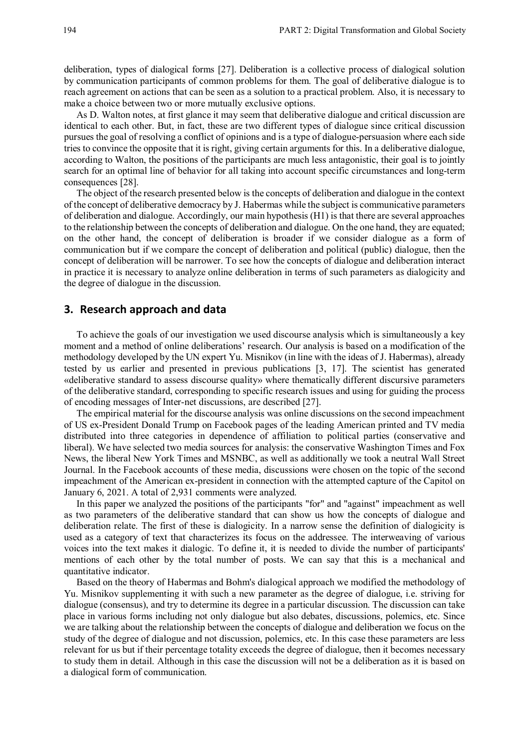deliberation, types of dialogical forms [27]. Deliberation is a collective process of dialogical solution by communication participants of common problems for them. The goal of deliberative dialogue is to reach agreement on actions that can be seen as a solution to a practical problem. Also, it is necessary to make a choice between two or more mutually exclusive options.

As D. Walton notes, at first glance it may seem that deliberative dialogue and critical discussion are identical to each other. But, in fact, these are two different types of dialogue since critical discussion pursues the goal of resolving a conflict of opinions and is a type of dialogue-persuasion where each side tries to convince the opposite that it is right, giving certain arguments for this. In a deliberative dialogue, according to Walton, the positions of the participants are much less antagonistic, their goal is to jointly search for an optimal line of behavior for all taking into account specific circumstances and long-term consequences [28].

The object of the research presented below is the concepts of deliberation and dialogue in the context of the concept of deliberative democracy by J. Habermas while the subject is communicative parameters of deliberation and dialogue. Accordingly, our main hypothesis (H1) is that there are several approaches to the relationship between the concepts of deliberation and dialogue. On the one hand, they are equated; on the other hand, the concept of deliberation is broader if we consider dialogue as a form of communication but if we compare the concept of deliberation and political (public) dialogue, then the concept of deliberation will be narrower. To see how the concepts of dialogue and deliberation interact in practice it is necessary to analyze online deliberation in terms of such parameters as dialogicity and the degree of dialogue in the discussion.

## 3. Research approach and data

To achieve the goals of our investigation we used discourse analysis which is simultaneously a key moment and a method of online deliberations' research. Our analysis is based on a modification of the methodology developed by the UN expert Yu. Misnikov (in line with the ideas of J. Habermas), already tested by us earlier and presented in previous publications [3, 17]. The scientist has generated «deliberative standard to assess discourse quality» where thematically different discursive parameters of the deliberative standard, corresponding to specific research issues and using for guiding the process of encoding messages of Inter-net discussions, are described [27].

The empirical material for the discourse analysis was online discussions on the second impeachment of US ex-President Donald Trump on Facebook pages of the leading American printed and TV media distributed into three categories in dependence of affiliation to political parties (conservative and liberal). We have selected two media sources for analysis: the conservative Washington Times and Fox News, the liberal New York Times and MSNBC, as well as additionally we took a neutral Wall Street Journal. In the Facebook accounts of these media, discussions were chosen on the topic of the second impeachment of the American ex-president in connection with the attempted capture of the Capitol on January 6, 2021. A total of 2,931 comments were analyzed.

In this paper we analyzed the positions of the participants "for" and "against" impeachment as well as two parameters of the deliberative standard that can show us how the concepts of dialogue and deliberation relate. The first of these is dialogicity. In a narrow sense the definition of dialogicity is used as a category of text that characterizes its focus on the addressee. The interweaving of various voices into the text makes it dialogic. To define it, it is needed to divide the number of participants' mentions of each other by the total number of posts. We can say that this is a mechanical and quantitative indicator.

Based on the theory of Habermas and Bohm's dialogical approach we modified the methodology of Yu. Misnikov supplementing it with such a new parameter as the degree of dialogue, i.e. striving for dialogue (consensus), and try to determine its degree in a particular discussion. The discussion can take place in various forms including not only dialogue but also debates, discussions, polemics, etc. Since we are talking about the relationship between the concepts of dialogue and deliberation we focus on the study of the degree of dialogue and not discussion, polemics, etc. In this case these parameters are less relevant for us but if their percentage totality exceeds the degree of dialogue, then it becomes necessary to study them in detail. Although in this case the discussion will not be a deliberation as it is based on a dialogical form of communication.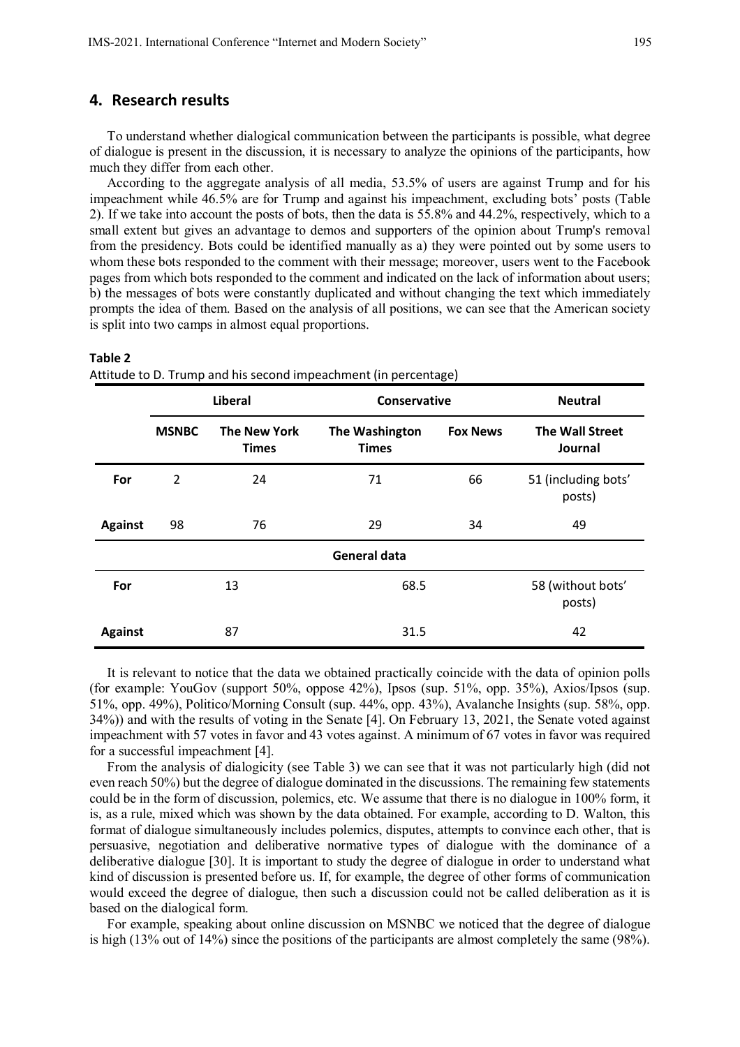## 4. Research results

To understand whether dialogical communication between the participants is possible, what degree of dialogue is present in the discussion, it is necessary to analyze the opinions of the participants, how much they differ from each other.

According to the aggregate analysis of all media, 53.5% of users are against Trump and for his impeachment while 46.5% are for Trump and against his impeachment, excluding bots' posts (Table 2). If we take into account the posts of bots, then the data is 55.8% and 44.2%, respectively, which to a small extent but gives an advantage to demos and supporters of the opinion about Trump's removal from the presidency. Bots could be identified manually as a) they were pointed out by some users to whom these bots responded to the comment with their message; moreover, users went to the Facebook pages from which bots responded to the comment and indicated on the lack of information about users; b) the messages of bots were constantly duplicated and without changing the text which immediately prompts the idea of them. Based on the analysis of all positions, we can see that the American society is split into two camps in almost equal proportions.

**Table 2**
Attitude to D. Trump and his second impeachment (in percentage)

| | Liberal | | Conservative | | Neutral |
|---|---|---|---|---|---|
| | **MSNBC** | **The New York Times** | **The Washington Times** | **Fox News** | **The Wall Street Journal** |
| **For** | 2 | 24 | 71 | 66 | 51 (including bots' posts) |
| **Against** | 98 | 76 | 29 | 34 | 49 |
| | | | **General data** | | |
| **For** | 13 | | 68.5 | | 58 (without bots' posts) |
| **Against** | 87 | | 31.5 | | 42 |

It is relevant to notice that the data we obtained practically coincide with the data of opinion polls (for example: YouGov (support 50%, oppose 42%), Ipsos (sup. 51%, opp. 35%), Axios/Ipsos (sup. 51%, opp. 49%), Politico/Morning Consult (sup. 44%, opp. 43%), Avalanche Insights (sup. 58%, opp. 34%)) and with the results of voting in the Senate [4]. On February 13, 2021, the Senate voted against impeachment with 57 votes in favor and 43 votes against. A minimum of 67 votes in favor was required for a successful impeachment [4].

From the analysis of dialogicity (see Table 3) we can see that it was not particularly high (did not even reach 50%) but the degree of dialogue dominated in the discussions. The remaining few statements could be in the form of discussion, polemics, etc. We assume that there is no dialogue in 100% form, it is, as a rule, mixed which was shown by the data obtained. For example, according to D. Walton, this format of dialogue simultaneously includes polemics, disputes, attempts to convince each other, that is persuasive, negotiation and deliberative normative types of dialogue with the dominance of a deliberative dialogue [30]. It is important to study the degree of dialogue in order to understand what kind of discussion is presented before us. If, for example, the degree of other forms of communication would exceed the degree of dialogue, then such a discussion could not be called deliberation as it is based on the dialogical form.

For example, speaking about online discussion on MSNBC we noticed that the degree of dialogue is high (13% out of 14%) since the positions of the participants are almost completely the same (98%).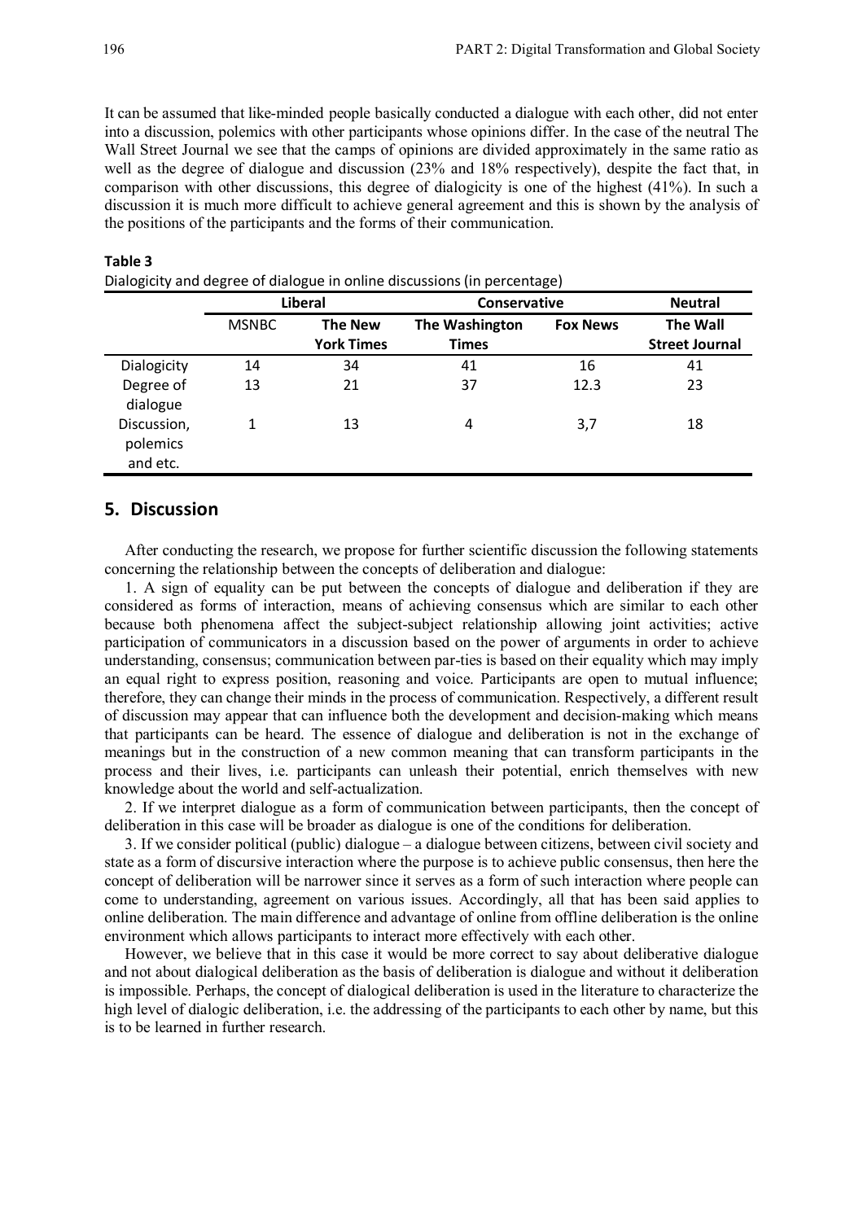It can be assumed that like-minded people basically conducted a dialogue with each other, did not enter into a discussion, polemics with other participants whose opinions differ. In the case of the neutral The Wall Street Journal we see that the camps of opinions are divided approximately in the same ratio as well as the degree of dialogue and discussion (23% and 18% respectively), despite the fact that, in comparison with other discussions, this degree of dialogicity is one of the highest (41%). In such a discussion it is much more difficult to achieve general agreement and this is shown by the analysis of the positions of the participants and the forms of their communication.

**Table 3**

Dialogicity and degree of dialogue in online discussions (in percentage)

| | Liberal | | Conservative | | Neutral |
|---|---|---|---|---|---|
| | MSNBC | **The New York Times** | **The Washington Times** | **Fox News** | **The Wall Street Journal** |
| Dialogicity | 14 | 34 | 41 | 16 | 41 |
| Degree of dialogue | 13 | 21 | 37 | 12.3 | 23 |
| Discussion, polemics and etc. | 1 | 13 | 4 | 3,7 | 18 |

## 5. Discussion

After conducting the research, we propose for further scientific discussion the following statements concerning the relationship between the concepts of deliberation and dialogue:

1. A sign of equality can be put between the concepts of dialogue and deliberation if they are considered as forms of interaction, means of achieving consensus which are similar to each other because both phenomena affect the subject-subject relationship allowing joint activities; active participation of communicators in a discussion based on the power of arguments in order to achieve understanding, consensus; communication between par-ties is based on their equality which may imply an equal right to express position, reasoning and voice. Participants are open to mutual influence; therefore, they can change their minds in the process of communication. Respectively, a different result of discussion may appear that can influence both the development and decision-making which means that participants can be heard. The essence of dialogue and deliberation is not in the exchange of meanings but in the construction of a new common meaning that can transform participants in the process and their lives, i.e. participants can unleash their potential, enrich themselves with new knowledge about the world and self-actualization.

2. If we interpret dialogue as a form of communication between participants, then the concept of deliberation in this case will be broader as dialogue is one of the conditions for deliberation.

3. If we consider political (public) dialogue – a dialogue between citizens, between civil society and state as a form of discursive interaction where the purpose is to achieve public consensus, then here the concept of deliberation will be narrower since it serves as a form of such interaction where people can come to understanding, agreement on various issues. Accordingly, all that has been said applies to online deliberation. The main difference and advantage of online from offline deliberation is the online environment which allows participants to interact more effectively with each other.

However, we believe that in this case it would be more correct to say about deliberative dialogue and not about dialogical deliberation as the basis of deliberation is dialogue and without it deliberation is impossible. Perhaps, the concept of dialogical deliberation is used in the literature to characterize the high level of dialogic deliberation, i.e. the addressing of the participants to each other by name, but this is to be learned in further research.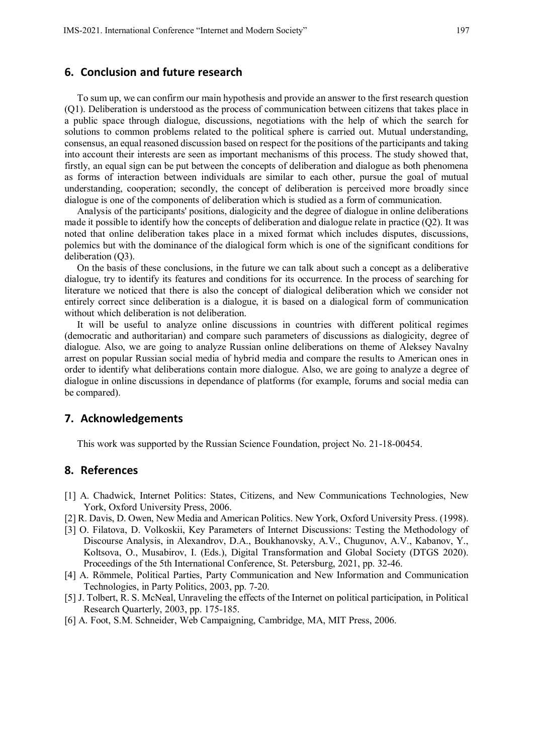## 6. Conclusion and future research

To sum up, we can confirm our main hypothesis and provide an answer to the first research question (Q1). Deliberation is understood as the process of communication between citizens that takes place in a public space through dialogue, discussions, negotiations with the help of which the search for solutions to common problems related to the political sphere is carried out. Mutual understanding, consensus, an equal reasoned discussion based on respect for the positions of the participants and taking into account their interests are seen as important mechanisms of this process. The study showed that, firstly, an equal sign can be put between the concepts of deliberation and dialogue as both phenomena as forms of interaction between individuals are similar to each other, pursue the goal of mutual understanding, cooperation; secondly, the concept of deliberation is perceived more broadly since dialogue is one of the components of deliberation which is studied as a form of communication.

Analysis of the participants' positions, dialogicity and the degree of dialogue in online deliberations made it possible to identify how the concepts of deliberation and dialogue relate in practice (Q2). It was noted that online deliberation takes place in a mixed format which includes disputes, discussions, polemics but with the dominance of the dialogical form which is one of the significant conditions for deliberation (Q3).

On the basis of these conclusions, in the future we can talk about such a concept as a deliberative dialogue, try to identify its features and conditions for its occurrence. In the process of searching for literature we noticed that there is also the concept of dialogical deliberation which we consider not entirely correct since deliberation is a dialogue, it is based on a dialogical form of communication without which deliberation is not deliberation.

It will be useful to analyze online discussions in countries with different political regimes (democratic and authoritarian) and compare such parameters of discussions as dialogicity, degree of dialogue. Also, we are going to analyze Russian online deliberations on theme of Aleksey Navalny arrest on popular Russian social media of hybrid media and compare the results to American ones in order to identify what deliberations contain more dialogue. Also, we are going to analyze a degree of dialogue in online discussions in dependance of platforms (for example, forums and social media can be compared).

## 7. Acknowledgements

This work was supported by the Russian Science Foundation, project No. 21-18-00454.

## 8. References

[1] A. Chadwick, Internet Politics: States, Citizens, and New Communications Technologies, New York, Oxford University Press, 2006.

[2] R. Davis, D. Owen, New Media and American Politics. New York, Oxford University Press. (1998).

[3] O. Filatova, D. Volkoskii, Key Parameters of Internet Discussions: Testing the Methodology of Discourse Analysis, in Alexandrov, D.A., Boukhanovsky, A.V., Chugunov, A.V., Kabanov, Y., Koltsova, O., Musabirov, I. (Eds.), Digital Transformation and Global Society (DTGS 2020). Proceedings of the 5th International Conference, St. Petersburg, 2021, pp. 32-46.

[4] A. Römmele, Political Parties, Party Communication and New Information and Communication Technologies, in Party Politics, 2003, pp. 7-20.

[5] J. Tolbert, R. S. McNeal, Unraveling the effects of the Internet on political participation, in Political Research Quarterly, 2003, pp. 175-185.

[6] A. Foot, S.M. Schneider, Web Campaigning, Cambridge, MA, MIT Press, 2006.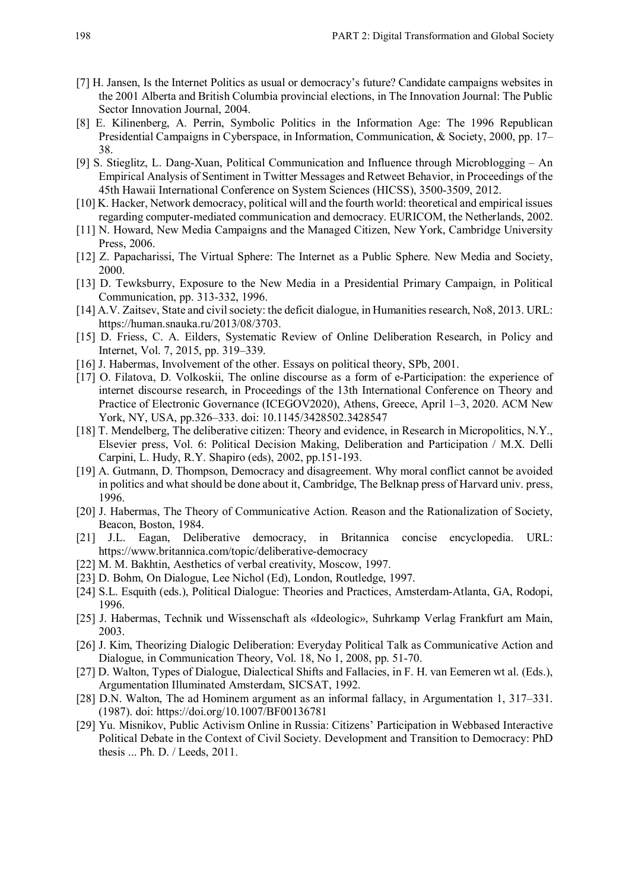[7] H. Jansen, Is the Internet Politics as usual or democracy's future? Candidate campaigns websites in the 2001 Alberta and British Columbia provincial elections, in The Innovation Journal: The Public Sector Innovation Journal, 2004.

[8] E. Kilinenberg, A. Perrin, Symbolic Politics in the Information Age: The 1996 Republican Presidential Campaigns in Cyberspace, in Information, Communication, & Society, 2000, pp. 17–38.

[9] S. Stieglitz, L. Dang-Xuan, Political Communication and Influence through Microblogging – An Empirical Analysis of Sentiment in Twitter Messages and Retweet Behavior, in Proceedings of the 45th Hawaii International Conference on System Sciences (HICSS), 3500-3509, 2012.

[10] K. Hacker, Network democracy, political will and the fourth world: theoretical and empirical issues regarding computer-mediated communication and democracy. EURICOM, the Netherlands, 2002.

[11] N. Howard, New Media Campaigns and the Managed Citizen, New York, Cambridge University Press, 2006.

[12] Z. Papacharissi, The Virtual Sphere: The Internet as a Public Sphere. New Media and Society, 2000.

[13] D. Tewksburry, Exposure to the New Media in a Presidential Primary Campaign, in Political Communication, pp. 313-332, 1996.

[14] A.V. Zaitsev, State and civil society: the deficit dialogue, in Humanities research, No8, 2013. URL: https://human.snauka.ru/2013/08/3703.

[15] D. Friess, C. A. Eilders, Systematic Review of Online Deliberation Research, in Policy and Internet, Vol. 7, 2015, pp. 319–339.

[16] J. Habermas, Involvement of the other. Essays on political theory, SPb, 2001.

[17] O. Filatova, D. Volkoskii, The online discourse as a form of e-Participation: the experience of internet discourse research, in Proceedings of the 13th International Conference on Theory and Practice of Electronic Governance (ICEGOV2020), Athens, Greece, April 1–3, 2020. ACM New York, NY, USA, pp.326–333. doi: 10.1145/3428502.3428547

[18] T. Mendelberg, The deliberative citizen: Theory and evidence, in Research in Micropolitics, N.Y., Elsevier press, Vol. 6: Political Decision Making, Deliberation and Participation / M.X. Delli Carpini, L. Hudy, R.Y. Shapiro (eds), 2002, pp.151-193.

[19] A. Gutmann, D. Thompson, Democracy and disagreement. Why moral conflict cannot be avoided in politics and what should be done about it, Cambridge, The Belknap press of Harvard univ. press, 1996.

[20] J. Habermas, The Theory of Communicative Action. Reason and the Rationalization of Society, Beacon, Boston, 1984.

[21] J.L. Eagan, Deliberative democracy, in Britannica concise encyclopedia. URL: https://www.britannica.com/topic/deliberative-democracy

[22] M. M. Bakhtin, Aesthetics of verbal creativity, Moscow, 1997.

[23] D. Bohm, On Dialogue, Lee Nichol (Ed), London, Routledge, 1997.

[24] S.L. Esquith (eds.), Political Dialogue: Theories and Practices, Amsterdam-Atlanta, GA, Rodopi, 1996.

[25] J. Habermas, Technik und Wissenschaft als «Ideologie», Suhrkamp Verlag Frankfurt am Main, 2003.

[26] J. Kim, Theorizing Dialogic Deliberation: Everyday Political Talk as Communicative Action and Dialogue, in Communication Theory, Vol. 18, No 1, 2008, pp. 51-70.

[27] D. Walton, Types of Dialogue, Dialectical Shifts and Fallacies, in F. H. van Eemeren wt al. (Eds.), Argumentation Illuminated Amsterdam, SICSAT, 1992.

[28] D.N. Walton, The ad Hominem argument as an informal fallacy, in Argumentation 1, 317–331. (1987). doi: https://doi.org/10.1007/BF00136781

[29] Yu. Misnikov, Public Activism Online in Russia: Citizens' Participation in Webbased Interactive Political Debate in the Context of Civil Society. Development and Transition to Democracy: PhD thesis ... Ph. D. / Leeds, 2011.